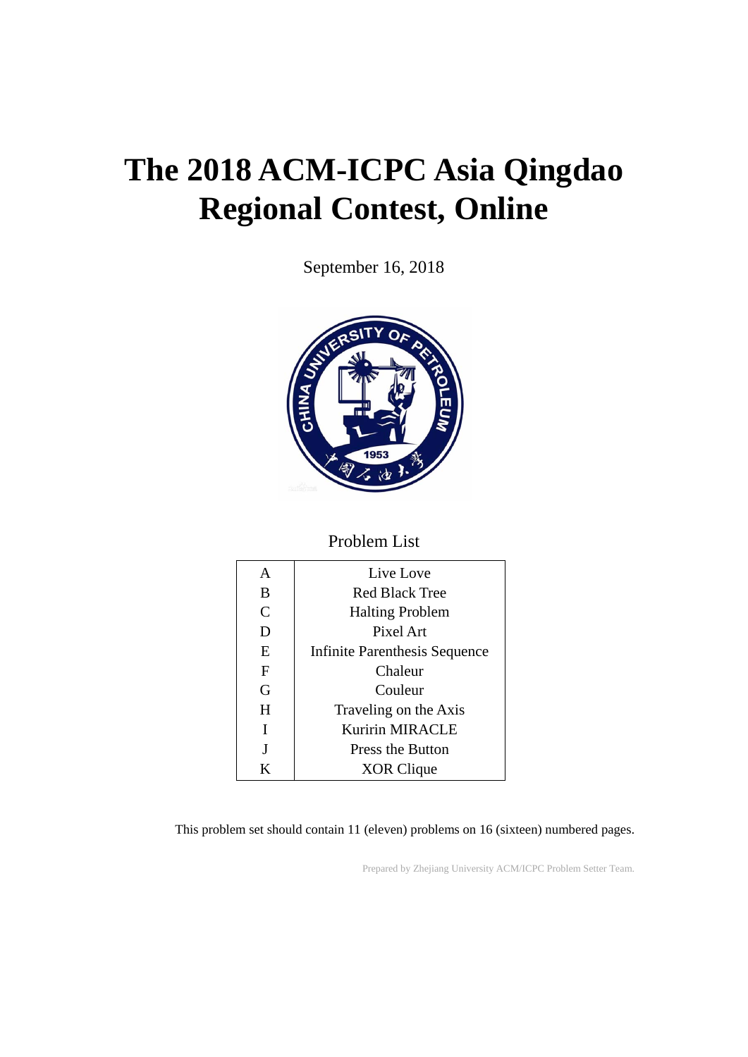# The 2018 ACM-ICPC Asia Qingdao Regional Contest, Online

September 16, 2018

Problem List

| | |
|---|---|
| A | Live Love |
| B | Red Black Tree |
| C | Halting Problem |
| D | Pixel Art |
| E | Infinite Parenthesis Sequence |
| F | Chaleur |
| G | Couleur |
| H | Traveling on the Axis |
| I | Kuririn MIRACLE |
| J | Press the Button |
| K | XOR Clique |

This problem set should contain 11 (eleven) problems on 16 (sixteen) numbered pages.

Prepared by Zhejiang University ACM/ICPC Problem Setter Team.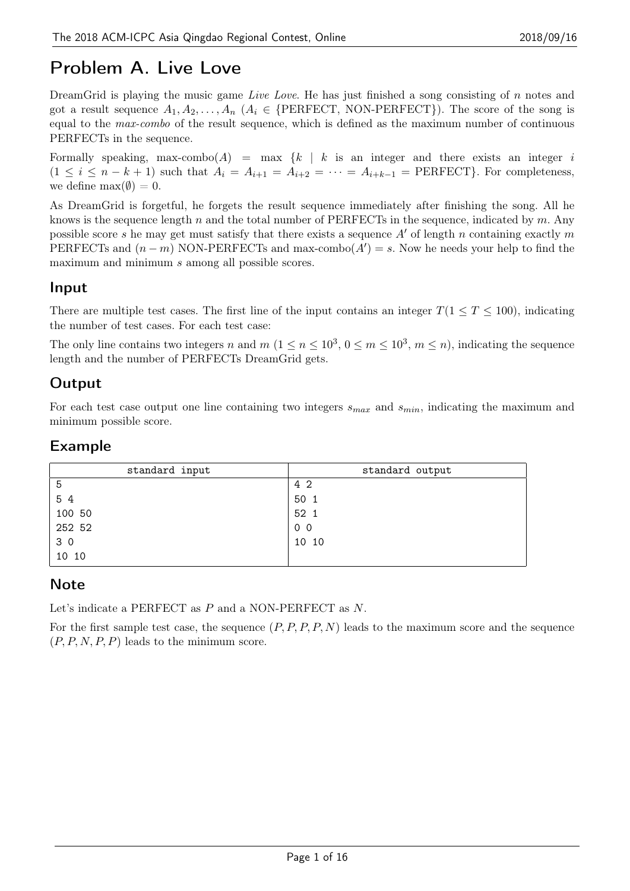# Problem A. Live Love

DreamGrid is playing the music game *Live Love*. He has just finished a song consisting of $n$ notes and got a result sequence $A_1, A_2, \dots, A_n$ ($A_i \in$ {PERFECT, NON-PERFECT}). The score of the song is equal to the *max-combo* of the result sequence, which is defined as the maximum number of continuous PERFECTs in the sequence.

Formally speaking, max-combo($A$) $=$ max $\{k \mid k$ is an integer and there exists an integer $i$ $(1 \le i \le n-k+1)$ such that $A_i = A_{i+1} = A_{i+2} = \dots = A_{i+k-1} =$ PERFECT$\}$. For completeness, we define $\max(\emptyset) = 0$.

As DreamGrid is forgetful, he forgets the result sequence immediately after finishing the song. All he knows is the sequence length $n$ and the total number of PERFECTs in the sequence, indicated by $m$. Any possible score $s$ he may get must satisfy that there exists a sequence $A'$ of length $n$ containing exactly $m$ PERFECTs and $(n-m)$ NON-PERFECTs and max-combo($A'$) $= s$. Now he needs your help to find the maximum and minimum $s$ among all possible scores.

## Input

There are multiple test cases. The first line of the input contains an integer $T (1 \le T \le 100)$, indicating the number of test cases. For each test case:

The only line contains two integers $n$ and $m$ ($1 \le n \le 10^3$, $0 \le m \le 10^3$, $m \le n$), indicating the sequence length and the number of PERFECTs DreamGrid gets.

## Output

For each test case output one line containing two integers $s_{max}$ and $s_{min}$, indicating the maximum and minimum possible score.

## Example

| standard input | standard output |
|---|---|
| 5<br>5 4<br>100 50<br>252 52<br>3 0<br>10 10 | 4 2<br>50 1<br>52 1<br>0 0<br>10 10 |

## Note

Let's indicate a PERFECT as $P$ and a NON-PERFECT as $N$.

For the first sample test case, the sequence $(P, P, P, P, N)$ leads to the maximum score and the sequence $(P, P, N, P, P)$ leads to the minimum score.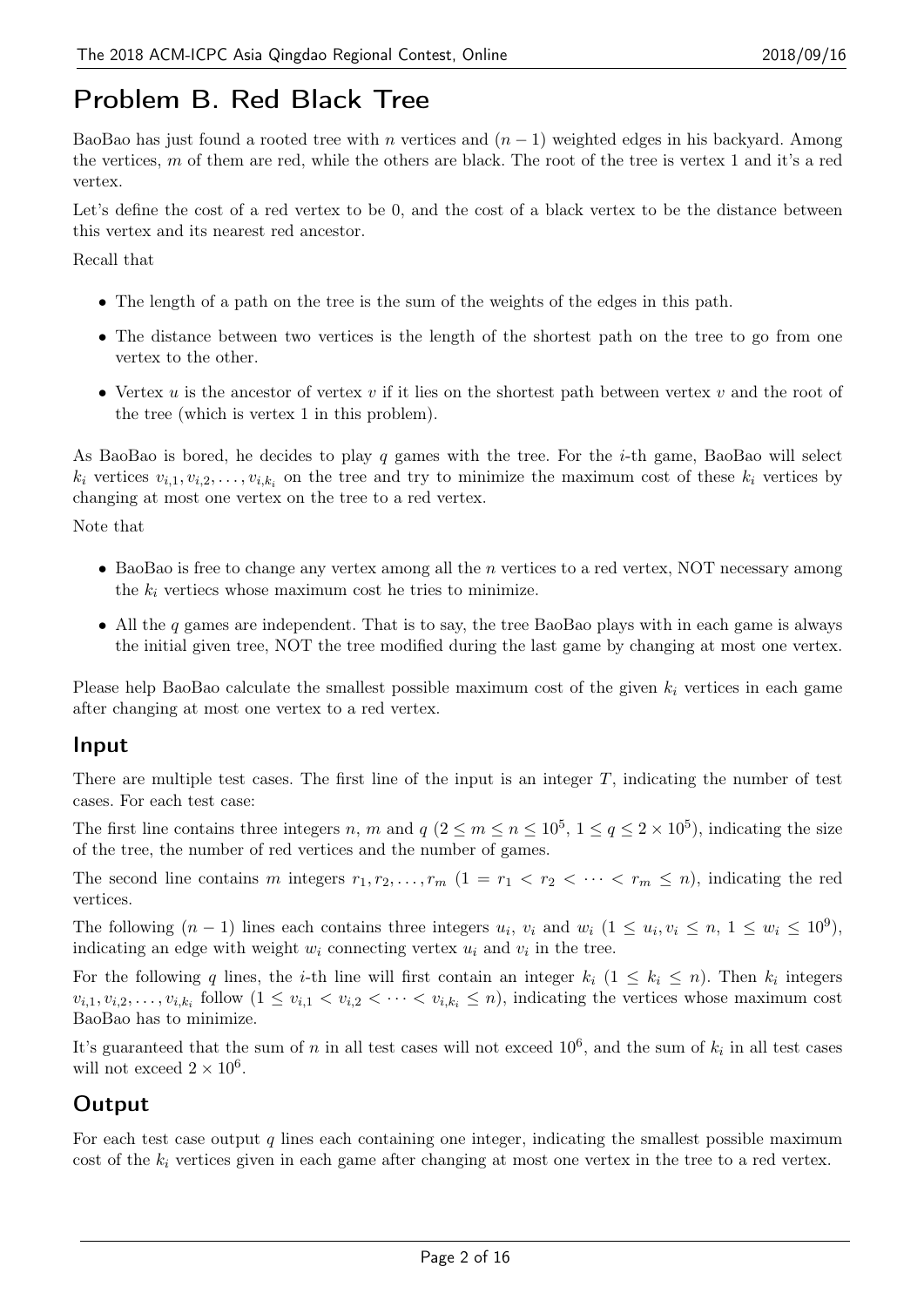# Problem B. Red Black Tree

BaoBao has just found a rooted tree with $n$ vertices and $(n-1)$ weighted edges in his backyard. Among the vertices, $m$ of them are red, while the others are black. The root of the tree is vertex 1 and it's a red vertex.

Let's define the cost of a red vertex to be 0, and the cost of a black vertex to be the distance between this vertex and its nearest red ancestor.

Recall that

- The length of a path on the tree is the sum of the weights of the edges in this path.
- The distance between two vertices is the length of the shortest path on the tree to go from one vertex to the other.
- Vertex $u$ is the ancestor of vertex $v$ if it lies on the shortest path between vertex $v$ and the root of the tree (which is vertex 1 in this problem).

As BaoBao is bored, he decides to play $q$ games with the tree. For the $i$-th game, BaoBao will select $k_i$ vertices $v_{i,1}, v_{i,2}, \dots, v_{i,k_i}$ on the tree and try to minimize the maximum cost of these $k_i$ vertices by changing at most one vertex on the tree to a red vertex.

Note that

- BaoBao is free to change any vertex among all the $n$ vertices to a red vertex, NOT necessary among the $k_i$ verticecs whose maximum cost he tries to minimize.
- All the $q$ games are independent. That is to say, the tree BaoBao plays with in each game is always the initial given tree, NOT the tree modified during the last game by changing at most one vertex.

Please help BaoBao calculate the smallest possible maximum cost of the given $k_i$ vertices in each game after changing at most one vertex to a red vertex.

## Input

There are multiple test cases. The first line of the input is an integer $T$, indicating the number of test cases. For each test case:

The first line contains three integers $n$, $m$ and $q$ ($2 \le m \le n \le 10^5$, $1 \le q \le 2 \times 10^5$), indicating the size of the tree, the number of red vertices and the number of games.

The second line contains $m$ integers $r_1, r_2, \dots, r_m$ ($1 = r_1 < r_2 < \dots < r_m \le n$), indicating the red vertices.

The following $(n-1)$ lines each contains three integers $u_i$, $v_i$ and $w_i$ ($1 \le u_i, v_i \le n$, $1 \le w_i \le 10^9$), indicating an edge with weight $w_i$ connecting vertex $u_i$ and $v_i$ in the tree.

For the following $q$ lines, the $i$-th line will first contain an integer $k_i$ ($1 \le k_i \le n$). Then $k_i$ integers $v_{i,1}, v_{i,2}, \dots, v_{i,k_i}$ follow ($1 \le v_{i,1} < v_{i,2} < \dots < v_{i,k_i} \le n$), indicating the vertices whose maximum cost BaoBao has to minimize.

It's guaranteed that the sum of $n$ in all test cases will not exceed $10^6$, and the sum of $k_i$ in all test cases will not exceed $2 \times 10^6$.

## Output

For each test case output $q$ lines each containing one integer, indicating the smallest possible maximum cost of the $k_i$ vertices given in each game after changing at most one vertex in the tree to a red vertex.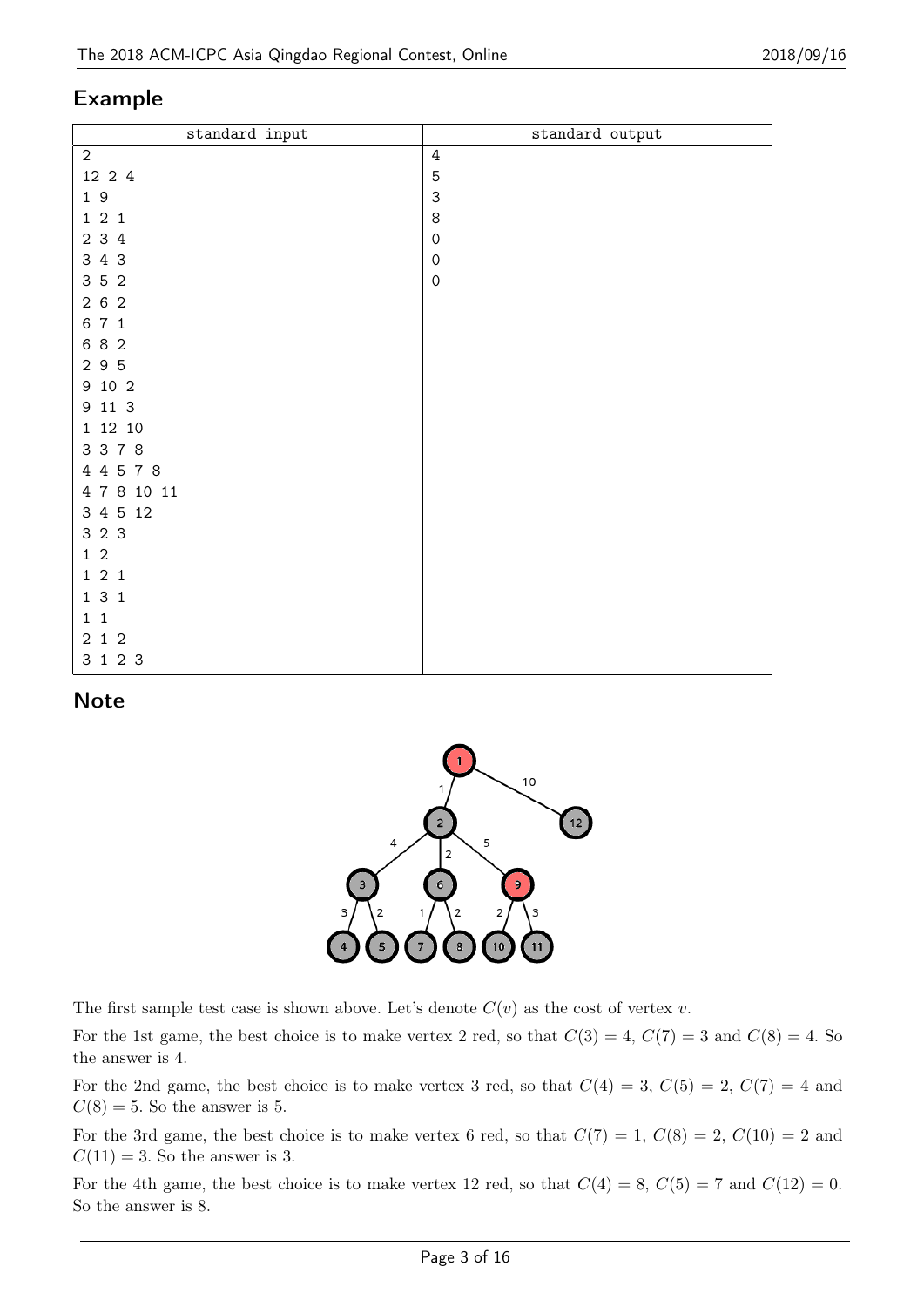## Example

| standard input | standard output |
|---|---|
| 2<br>12 2 4<br>1 9<br>1 2 1<br>2 3 4<br>3 4 3<br>3 5 2<br>2 6 2<br>6 7 1<br>6 8 2<br>2 9 5<br>9 10 2<br>9 11 3<br>1 12 10<br>3 3 7 8<br>4 4 5 7 8<br>4 7 8 10 11<br>3 4 5 12<br>3 2 3<br>1 2<br>1 2 1<br>1 3 1<br>1 1<br>2 1 2<br>3 1 2 3 | 4<br>5<br>3<br>8<br>0<br>0<br>0 |

## Note

The first sample test case is shown above. Let's denote $C(v)$ as the cost of vertex $v$.

For the 1st game, the best choice is to make vertex 2 red, so that $C(3) = 4$, $C(7) = 3$ and $C(8) = 4$. So the answer is 4.

For the 2nd game, the best choice is to make vertex 3 red, so that $C(4) = 3$, $C(5) = 2$, $C(7) = 4$ and $C(8) = 5$. So the answer is 5.

For the 3rd game, the best choice is to make vertex 6 red, so that $C(7) = 1$, $C(8) = 2$, $C(10) = 2$ and $C(11) = 3$. So the answer is 3.

For the 4th game, the best choice is to make vertex 12 red, so that $C(4) = 8$, $C(5) = 7$ and $C(12) = 0$. So the answer is 8.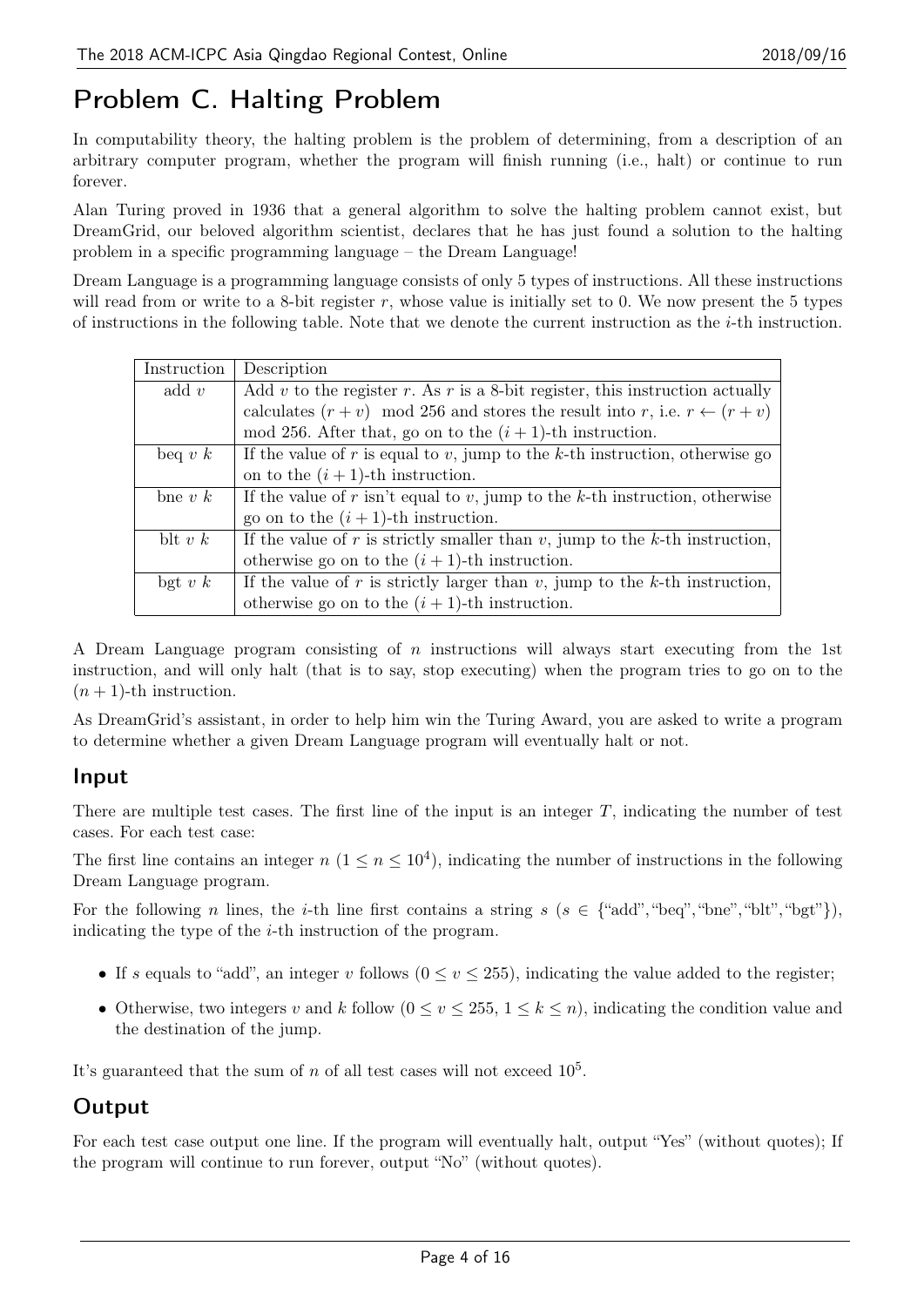# Problem C. Halting Problem

In computability theory, the halting problem is the problem of determining, from a description of an arbitrary computer program, whether the program will finish running (i.e., halt) or continue to run forever.

Alan Turing proved in 1936 that a general algorithm to solve the halting problem cannot exist, but DreamGrid, our beloved algorithm scientist, declares that he has just found a solution to the halting problem in a specific programming language – the Dream Language!

Dream Language is a programming language consists of only 5 types of instructions. All these instructions will read from or write to a 8-bit register $r$, whose value is initially set to 0. We now present the 5 types of instructions in the following table. Note that we denote the current instruction as the $i$-th instruction.

| Instruction | Description |
| --- | --- |
| add $v$ | Add $v$ to the register $r$. As $r$ is a 8-bit register, this instruction actually calculates $(r + v) \mod 256$ and stores the result into $r$, i.e. $r \leftarrow (r + v) \mod 256$. After that, go on to the $(i + 1)$-th instruction. |
| beq $v$ $k$ | If the value of $r$ is equal to $v$, jump to the $k$-th instruction, otherwise go on to the $(i + 1)$-th instruction. |
| bne $v$ $k$ | If the value of $r$ isn't equal to $v$, jump to the $k$-th instruction, otherwise go on to the $(i + 1)$-th instruction. |
| blt $v$ $k$ | If the value of $r$ is strictly smaller than $v$, jump to the $k$-th instruction, otherwise go on to the $(i + 1)$-th instruction. |
| bgt $v$ $k$ | If the value of $r$ is strictly larger than $v$, jump to the $k$-th instruction, otherwise go on to the $(i + 1)$-th instruction. |

A Dream Language program consisting of $n$ instructions will always start executing from the 1st instruction, and will only halt (that is to say, stop executing) when the program tries to go on to the $(n + 1)$-th instruction.

As DreamGrid's assistant, in order to help him win the Turing Award, you are asked to write a program to determine whether a given Dream Language program will eventually halt or not.

## Input

There are multiple test cases. The first line of the input is an integer $T$, indicating the number of test cases. For each test case:

The first line contains an integer $n$ ($1 \le n \le 10^4$), indicating the number of instructions in the following Dream Language program.

For the following $n$ lines, the $i$-th line first contains a string $s$ ($s \in$ {"add","beq","bne","blt","bgt"}), indicating the type of the $i$-th instruction of the program.

- If $s$ equals to "add", an integer $v$ follows ($0 \le v \le 255$), indicating the value added to the register;
- Otherwise, two integers $v$ and $k$ follow ($0 \le v \le 255$, $1 \le k \le n$), indicating the condition value and the destination of the jump.

It's guaranteed that the sum of $n$ of all test cases will not exceed $10^5$.

## Output

For each test case output one line. If the program will eventually halt, output "Yes" (without quotes); If the program will continue to run forever, output "No" (without quotes).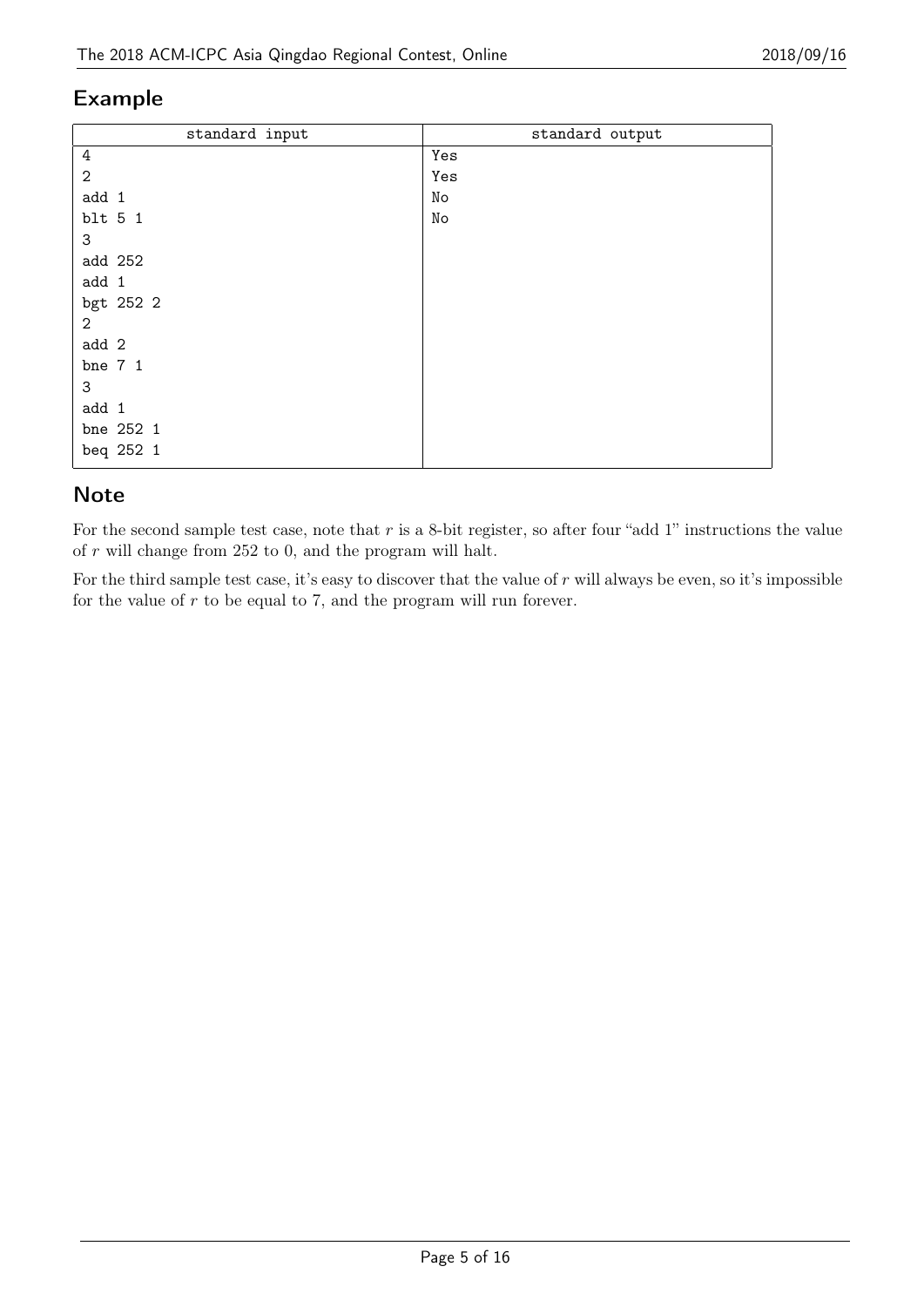## Example

| standard input | standard output |
|---|---|
| 4<br>2<br>add 1<br>blt 5 1<br>3<br>add 252<br>add 1<br>bgt 252 2<br>2<br>add 2<br>bne 7 1<br>3<br>add 1<br>bne 252 1<br>beq 252 1 | Yes<br>Yes<br>No<br>No |

## Note

For the second sample test case, note that $r$ is a 8-bit register, so after four "add 1" instructions the value of $r$ will change from 252 to 0, and the program will halt.

For the third sample test case, it's easy to discover that the value of $r$ will always be even, so it's impossible for the value of $r$ to be equal to 7, and the program will run forever.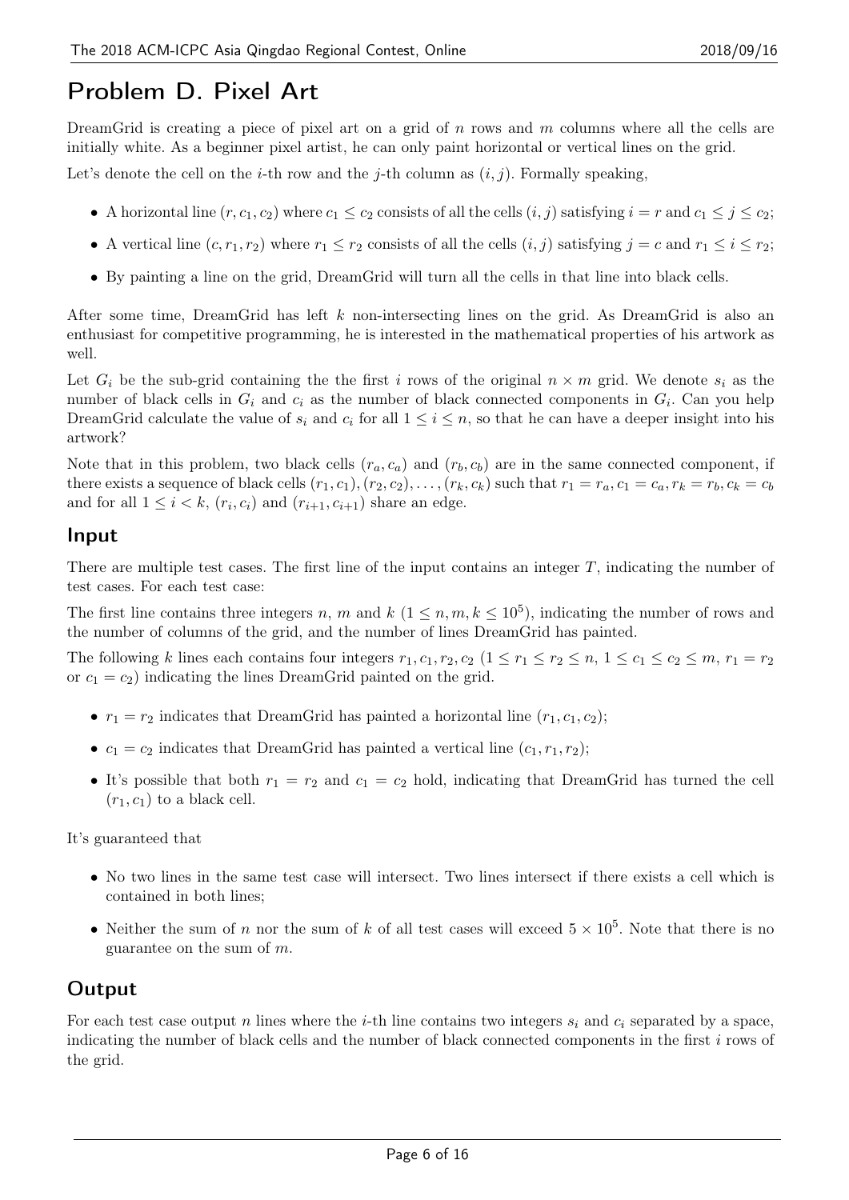# Problem D. Pixel Art

DreamGrid is creating a piece of pixel art on a grid of $n$ rows and $m$ columns where all the cells are initially white. As a beginner pixel artist, he can only paint horizontal or vertical lines on the grid.

Let's denote the cell on the $i$-th row and the $j$-th column as $(i, j)$. Formally speaking,

- A horizontal line $(r, c_1, c_2)$ where $c_1 \le c_2$ consists of all the cells $(i, j)$ satisfying $i = r$ and $c_1 \le j \le c_2$;
- A vertical line $(c, r_1, r_2)$ where $r_1 \le r_2$ consists of all the cells $(i, j)$ satisfying $j = c$ and $r_1 \le i \le r_2$;
- By painting a line on the grid, DreamGrid will turn all the cells in that line into black cells.

After some time, DreamGrid has left $k$ non-intersecting lines on the grid. As DreamGrid is also an enthusiast for competitive programming, he is interested in the mathematical properties of his artwork as well.

Let $G_i$ be the sub-grid containing the the first $i$ rows of the original $n \times m$ grid. We denote $s_i$ as the number of black cells in $G_i$ and $c_i$ as the number of black connected components in $G_i$. Can you help DreamGrid calculate the value of $s_i$ and $c_i$ for all $1 \le i \le n$, so that he can have a deeper insight into his artwork?

Note that in this problem, two black cells $(r_a, c_a)$ and $(r_b, c_b)$ are in the same connected component, if there exists a sequence of black cells $(r_1, c_1), (r_2, c_2), \dots, (r_k, c_k)$ such that $r_1 = r_a, c_1 = c_a, r_k = r_b, c_k = c_b$ and for all $1 \le i < k$, $(r_i, c_i)$ and $(r_{i+1}, c_{i+1})$ share an edge.

## Input

There are multiple test cases. The first line of the input contains an integer $T$, indicating the number of test cases. For each test case:

The first line contains three integers $n$, $m$ and $k$ ($1 \le n, m, k \le 10^5$), indicating the number of rows and the number of columns of the grid, and the number of lines DreamGrid has painted.

The following $k$ lines each contains four integers $r_1, c_1, r_2, c_2$ ($1 \le r_1 \le r_2 \le n$, $1 \le c_1 \le c_2 \le m$, $r_1 = r_2$ or $c_1 = c_2$) indicating the lines DreamGrid painted on the grid.

- $r_1 = r_2$ indicates that DreamGrid has painted a horizontal line $(r_1, c_1, c_2)$;
- $c_1 = c_2$ indicates that DreamGrid has painted a vertical line $(c_1, r_1, r_2)$;
- It's possible that both $r_1 = r_2$ and $c_1 = c_2$ hold, indicating that DreamGrid has turned the cell $(r_1, c_1)$ to a black cell.

It's guaranteed that

- No two lines in the same test case will intersect. Two lines intersect if there exists a cell which is contained in both lines;
- Neither the sum of $n$ nor the sum of $k$ of all test cases will exceed $5 \times 10^5$. Note that there is no guarantee on the sum of $m$.

## Output

For each test case output $n$ lines where the $i$-th line contains two integers $s_i$ and $c_i$ separated by a space, indicating the number of black cells and the number of black connected components in the first $i$ rows of the grid.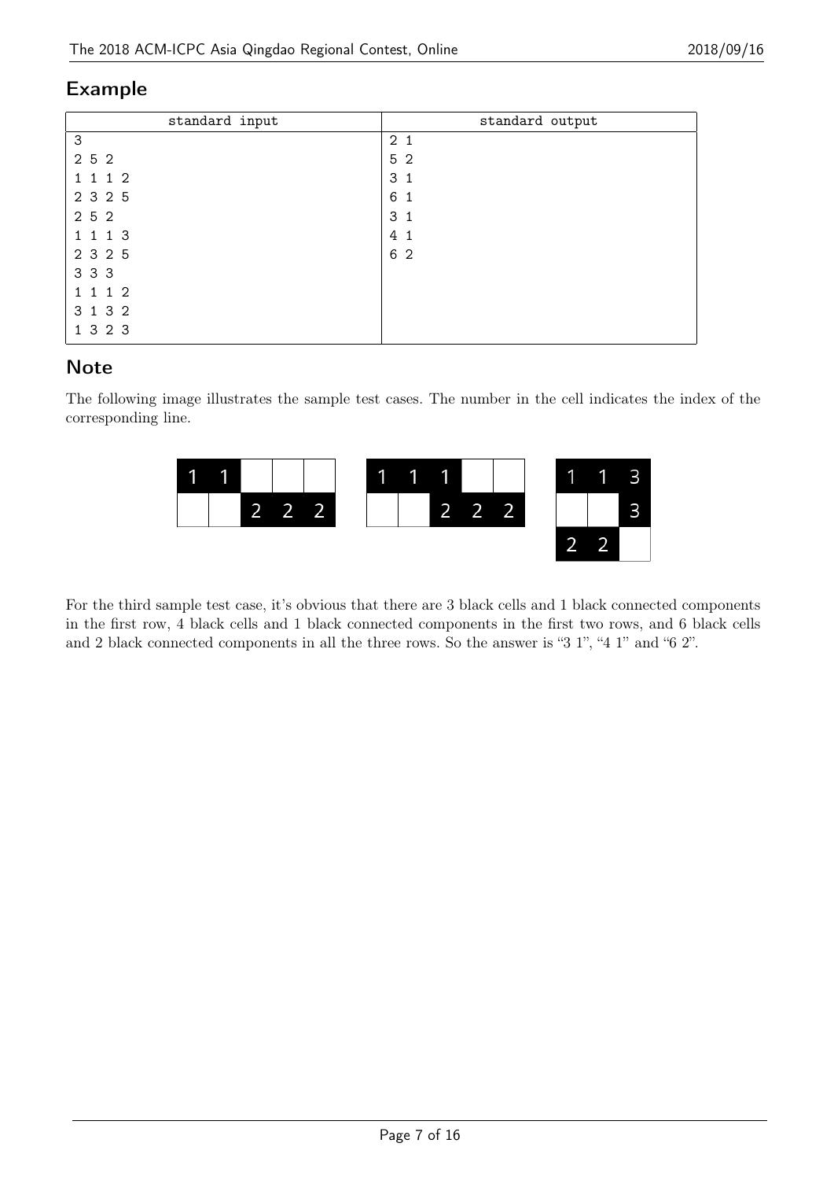## Example

| standard input | standard output |
|---|---|
| 3<br>2 5 2<br>1 1 1 2<br>2 3 2 5<br>2 5 2<br>1 1 1 3<br>2 3 2 5<br>3 3 3<br>1 1 1 2<br>3 1 3 2<br>1 3 2 3 | 2 1<br>5 2<br>3 1<br>6 1<br>3 1<br>4 1<br>6 2 |

## Note

The following image illustrates the sample test cases. The number in the cell indicates the index of the corresponding line.

For the third sample test case, it's obvious that there are 3 black cells and 1 black connected components in the first row, 4 black cells and 1 black connected components in the first two rows, and 6 black cells and 2 black connected components in all the three rows. So the answer is "3 1", "4 1" and "6 2".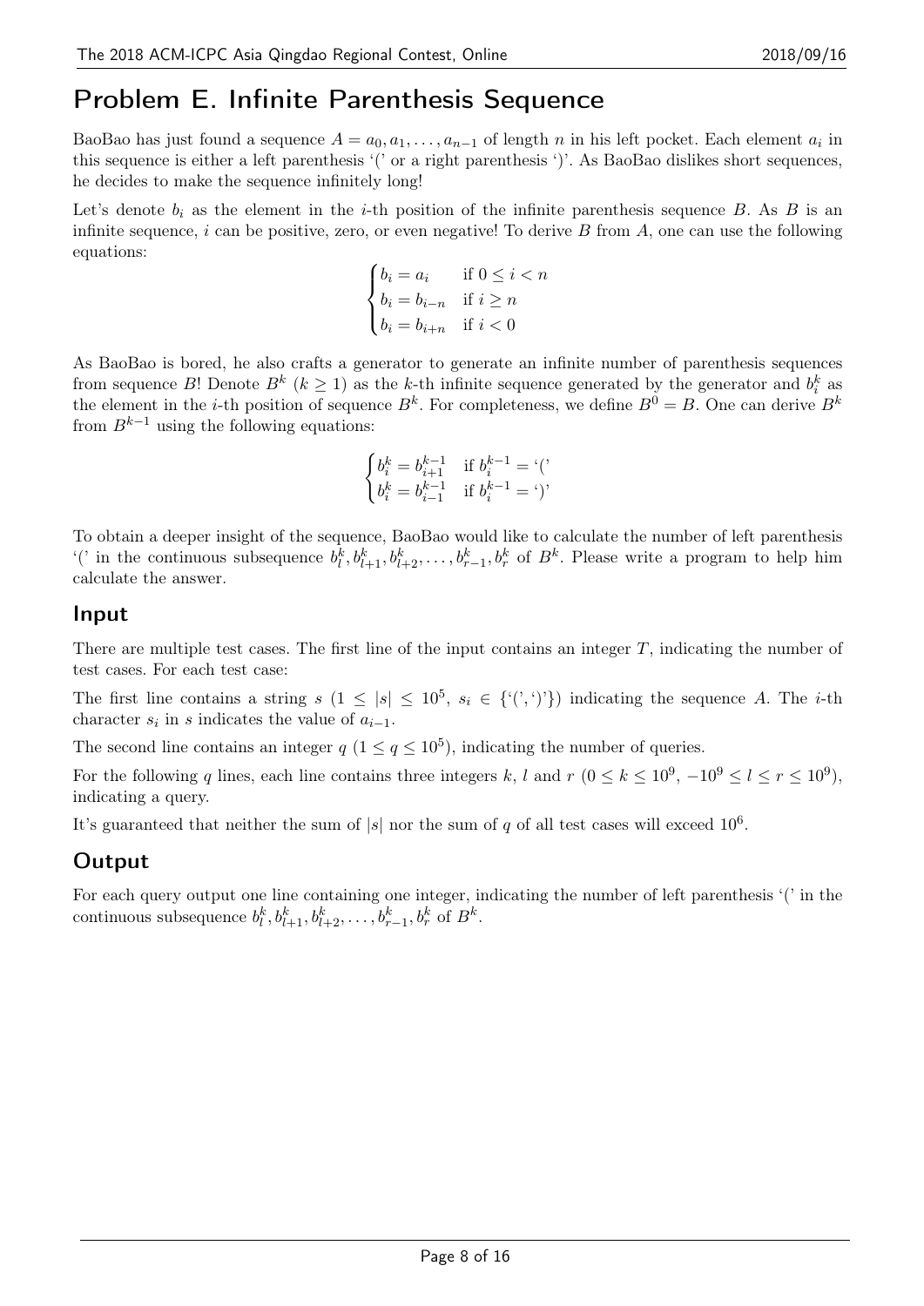# Problem E. Infinite Parenthesis Sequence

BaoBao has just found a sequence $A = a_0, a_1, \dots, a_{n-1}$ of length $n$ in his left pocket. Each element $a_i$ in this sequence is either a left parenthesis '(' or a right parenthesis ')'. As BaoBao dislikes short sequences, he decides to make the sequence infinitely long!

Let's denote $b_i$ as the element in the $i$-th position of the infinite parenthesis sequence $B$. As $B$ is an infinite sequence, $i$ can be positive, zero, or even negative! To derive $B$ from $A$, one can use the following equations:

$$\begin{cases} b_i = a_i & \text{if } 0 \le i < n \\ b_i = b_{i-n} & \text{if } i \ge n \\ b_i = b_{i+n} & \text{if } i < 0 \end{cases}$$

As BaoBao is bored, he also crafts a generator to generate an infinite number of parenthesis sequences from sequence $B$! Denote $B^k$ $(k \ge 1)$ as the $k$-th infinite sequence generated by the generator and $b_i^k$ as the element in the $i$-th position of sequence $B^k$. For completeness, we define $B^0 = B$. One can derive $B^k$ from $B^{k-1}$ using the following equations:

$$\begin{cases} b_i^k = b_{i+1}^{k-1} & \text{if } b_i^{k-1} = \text{'('} \\ b_i^k = b_{i-1}^{k-1} & \text{if } b_i^{k-1} = \text{')'} \end{cases}$$

To obtain a deeper insight of the sequence, BaoBao would like to calculate the number of left parenthesis '(' in the continuous subsequence $b_l^k, b_{l+1}^k, b_{l+2}^k, \dots, b_{r-1}^k, b_r^k$ of $B^k$. Please write a program to help him calculate the answer.

## Input

There are multiple test cases. The first line of the input contains an integer $T$, indicating the number of test cases. For each test case:

The first line contains a string $s$ $(1 \le |s| \le 10^5$, $s_i \in \{\text{'('}, \text{')'}\})$ indicating the sequence $A$. The $i$-th character $s_i$ in $s$ indicates the value of $a_{i-1}$.

The second line contains an integer $q$ $(1 \le q \le 10^5)$, indicating the number of queries.

For the following $q$ lines, each line contains three integers $k$, $l$ and $r$ $(0 \le k \le 10^9$, $-10^9 \le l \le r \le 10^9)$, indicating a query.

It's guaranteed that neither the sum of $|s|$ nor the sum of $q$ of all test cases will exceed $10^6$.

## Output

For each query output one line containing one integer, indicating the number of left parenthesis '(' in the continuous subsequence $b_l^k, b_{l+1}^k, b_{l+2}^k, \dots, b_{r-1}^k, b_r^k$ of $B^k$.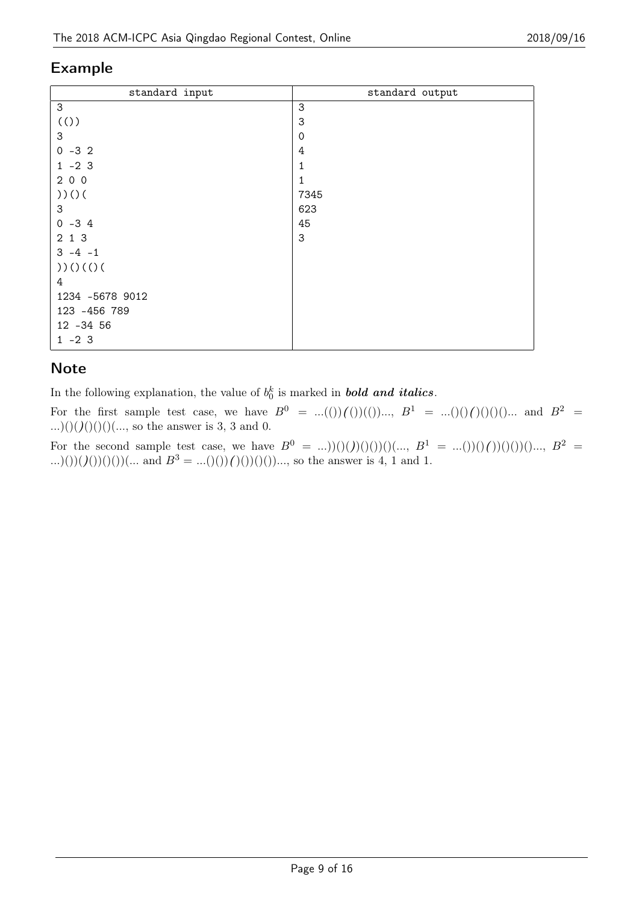## Example

| standard input | standard output |
|---|---|
| 3<br>(())<br>3<br>0 -3 2<br>1 -2 3<br>2 0 0<br>))()(<br>3<br>0 -3 4<br>2 1 3<br>3 -4 -1<br>))()(()(<br>4<br>1234 -5678 9012<br>123 -456 789<br>12 -34 56<br>1 -2 3 | 3<br>3<br>0<br>4<br>1<br>1<br>7345<br>623<br>45<br>3 |

## Note

In the following explanation, the value of $b_0^k$ is marked in ***bold and italics***.

For the first sample test case, we have $B^0 = ...(())***(***())(())...$, $B^1 = ...()()***(***)()()(...$ and $B^2 = ...)()()***)***()()()(...$, so the answer is 3, 3 and 0.

For the second sample test case, we have $B^0 = ...))()(***)***)()())()(...$, $B^1 = ...())()***(***))()())()...$, $B^2 = ...)())(***)***())()())(...$ and $B^3 = ...()())***(***)())()())...$, so the answer is 4, 1 and 1.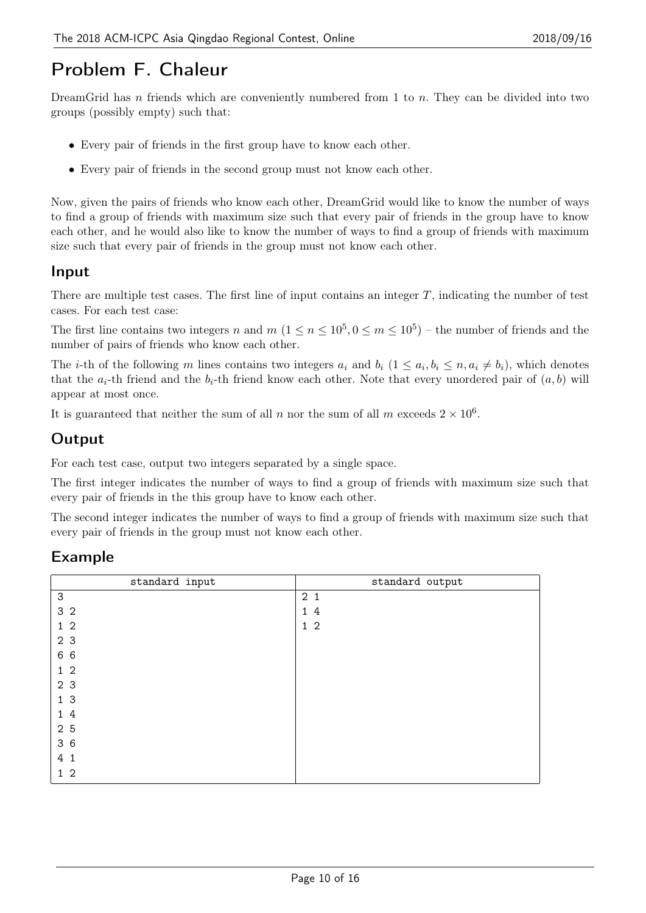# Problem F. Chaleur

DreamGrid has $n$ friends which are conveniently numbered from 1 to $n$. They can be divided into two groups (possibly empty) such that:

- Every pair of friends in the first group have to know each other.
- Every pair of friends in the second group must not know each other.

Now, given the pairs of friends who know each other, DreamGrid would like to know the number of ways to find a group of friends with maximum size such that every pair of friends in the group have to know each other, and he would also like to know the number of ways to find a group of friends with maximum size such that every pair of friends in the group must not know each other.

## Input

There are multiple test cases. The first line of input contains an integer $T$, indicating the number of test cases. For each test case:

The first line contains two integers $n$ and $m$ ($1 \le n \le 10^5, 0 \le m \le 10^5$) – the number of friends and the number of pairs of friends who know each other.

The $i$-th of the following $m$ lines contains two integers $a_i$ and $b_i$ ($1 \le a_i, b_i \le n, a_i \ne b_i$), which denotes that the $a_i$-th friend and the $b_i$-th friend know each other. Note that every unordered pair of $(a, b)$ will appear at most once.

It is guaranteed that neither the sum of all $n$ nor the sum of all $m$ exceeds $2 \times 10^6$.

## Output

For each test case, output two integers separated by a single space.

The first integer indicates the number of ways to find a group of friends with maximum size such that every pair of friends in the this group have to know each other.

The second integer indicates the number of ways to find a group of friends with maximum size such that every pair of friends in the group must not know each other.

## Example

| standard input | standard output |
|---|---|
| 3<br>3 2<br>1 2<br>2 3<br>6 6<br>1 2<br>2 3<br>1 3<br>1 4<br>2 5<br>3 6<br>4 1<br>1 2 | 2 1<br>1 4<br>1 2 |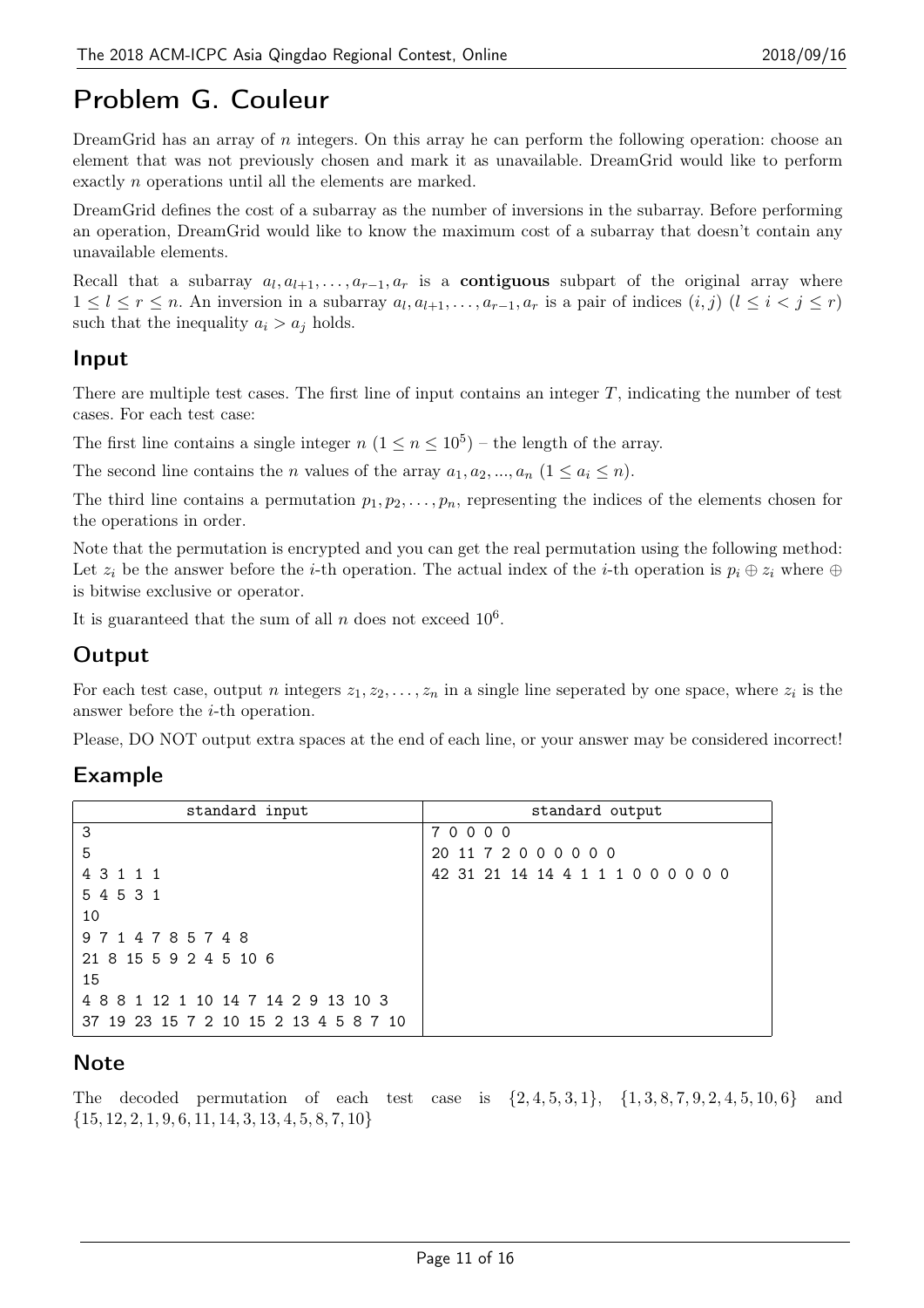# Problem G. Couleur

DreamGrid has an array of $n$ integers. On this array he can perform the following operation: choose an element that was not previously chosen and mark it as unavailable. DreamGrid would like to perform exactly $n$ operations until all the elements are marked.

DreamGrid defines the cost of a subarray as the number of inversions in the subarray. Before performing an operation, DreamGrid would like to know the maximum cost of a subarray that doesn't contain any unavailable elements.

Recall that a subarray $a_l, a_{l+1}, \ldots, a_{r-1}, a_r$ is a **contiguous** subpart of the original array where $1 \le l \le r \le n$. An inversion in a subarray $a_l, a_{l+1}, \ldots, a_{r-1}, a_r$ is a pair of indices $(i, j)$ $(l \le i < j \le r)$ such that the inequality $a_i > a_j$ holds.

## Input

There are multiple test cases. The first line of input contains an integer $T$, indicating the number of test cases. For each test case:

The first line contains a single integer $n$ $(1 \le n \le 10^5)$ – the length of the array.

The second line contains the $n$ values of the array $a_1, a_2, ..., a_n$ $(1 \le a_i \le n)$.

The third line contains a permutation $p_1, p_2, \ldots, p_n$, representing the indices of the elements chosen for the operations in order.

Note that the permutation is encrypted and you can get the real permutation using the following method: Let $z_i$ be the answer before the $i$-th operation. The actual index of the $i$-th operation is $p_i \oplus z_i$ where $\oplus$ is bitwise exclusive or operator.

It is guaranteed that the sum of all $n$ does not exceed $10^6$.

## Output

For each test case, output $n$ integers $z_1, z_2, \ldots, z_n$ in a single line seperated by one space, where $z_i$ is the answer before the $i$-th operation.

Please, DO NOT output extra spaces at the end of each line, or your answer may be considered incorrect!

## Example

| standard input | standard output |
|---|---|
| 3<br>5<br>4 3 1 1 1<br>5 4 5 3 1<br>10<br>9 7 1 4 7 8 5 7 4 8<br>21 8 15 5 9 2 4 5 10 6<br>15<br>4 8 8 1 12 1 10 14 7 14 2 9 13 10 3<br>37 19 23 15 7 2 10 15 2 13 4 5 8 7 10 | 7 0 0 0 0<br>20 11 7 2 0 0 0 0 0 0<br>42 31 21 14 14 4 1 1 1 0 0 0 0 0 0 |

## Note

The decoded permutation of each test case is $\{2, 4, 5, 3, 1\}$, $\{1, 3, 8, 7, 9, 2, 4, 5, 10, 6\}$ and $\{15, 12, 2, 1, 9, 6, 11, 14, 3, 13, 4, 5, 8, 7, 10\}$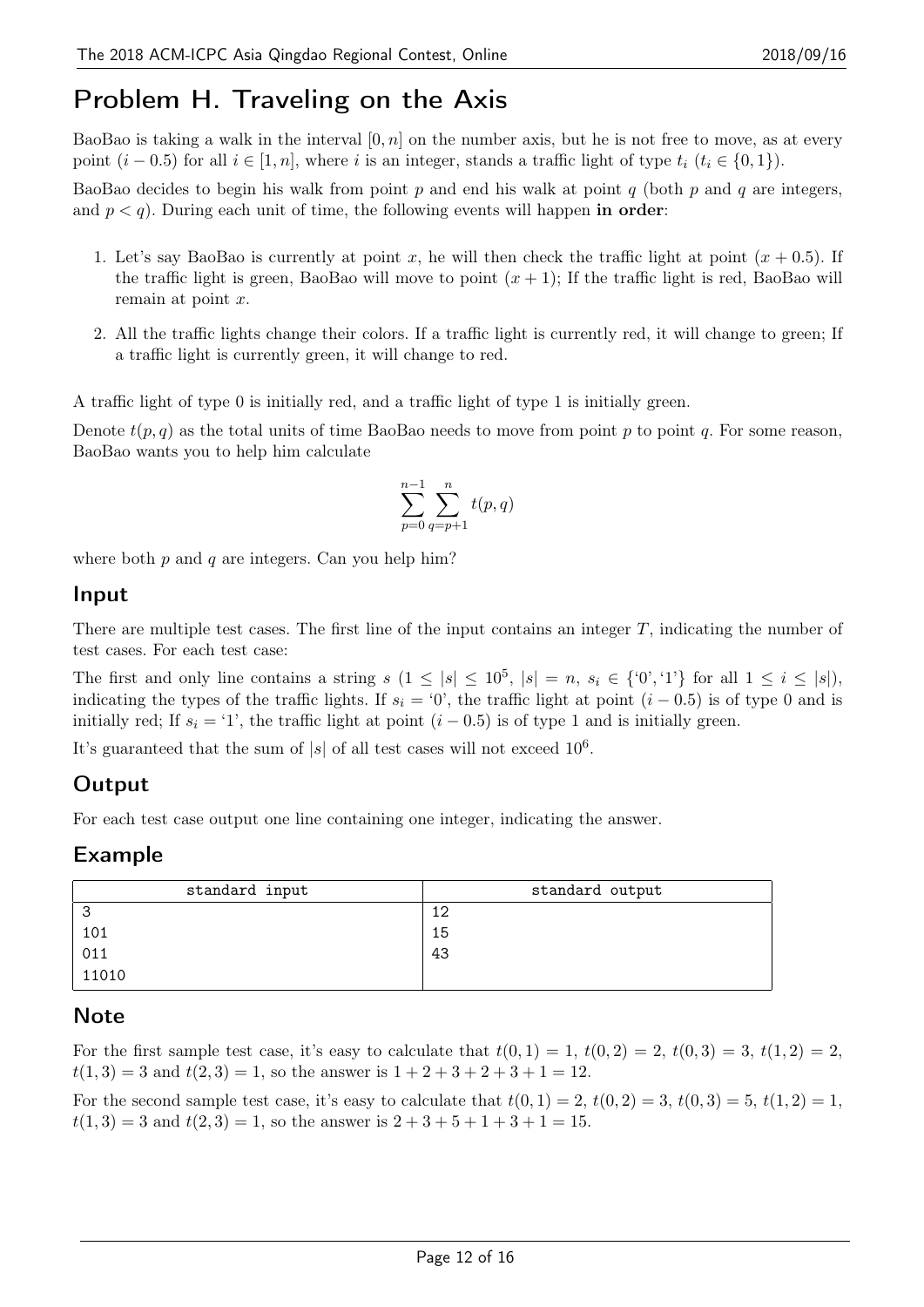# Problem H. Traveling on the Axis

BaoBao is taking a walk in the interval $[0, n]$ on the number axis, but he is not free to move, as at every point $(i - 0.5)$ for all $i \in [1, n]$, where $i$ is an integer, stands a traffic light of type $t_i$ ($t_i \in \{0, 1\}$).

BaoBao decides to begin his walk from point $p$ and end his walk at point $q$ (both $p$ and $q$ are integers, and $p < q$). During each unit of time, the following events will happen **in order**:

1. Let's say BaoBao is currently at point $x$, he will then check the traffic light at point $(x + 0.5)$. If the traffic light is green, BaoBao will move to point $(x + 1)$; If the traffic light is red, BaoBao will remain at point $x$.
2. All the traffic lights change their colors. If a traffic light is currently red, it will change to green; If a traffic light is currently green, it will change to red.

A traffic light of type 0 is initially red, and a traffic light of type 1 is initially green.

Denote $t(p, q)$ as the total units of time BaoBao needs to move from point $p$ to point $q$. For some reason, BaoBao wants you to help him calculate

$$\sum_{p=0}^{n-1} \sum_{q=p+1}^{n} t(p, q)$$

where both $p$ and $q$ are integers. Can you help him?

## Input

There are multiple test cases. The first line of the input contains an integer $T$, indicating the number of test cases. For each test case:

The first and only line contains a string $s$ ($1 \le |s| \le 10^5$, $|s| = n$, $s_i \in \{‘0’, ‘1’\}$ for all $1 \le i \le |s|$), indicating the types of the traffic lights. If $s_i$ = ‘0’, the traffic light at point $(i - 0.5)$ is of type 0 and is initially red; If $s_i$ = ‘1’, the traffic light at point $(i - 0.5)$ is of type 1 and is initially green.

It's guaranteed that the sum of $|s|$ of all test cases will not exceed $10^6$.

## Output

For each test case output one line containing one integer, indicating the answer.

## Example

| standard input | standard output |
|---|---|
| 3<br>101<br>011<br>11010 | 12<br>15<br>43 |

## Note

For the first sample test case, it's easy to calculate that $t(0, 1) = 1$, $t(0, 2) = 2$, $t(0, 3) = 3$, $t(1, 2) = 2$, $t(1, 3) = 3$ and $t(2, 3) = 1$, so the answer is $1 + 2 + 3 + 2 + 3 + 1 = 12$.

For the second sample test case, it's easy to calculate that $t(0, 1) = 2$, $t(0, 2) = 3$, $t(0, 3) = 5$, $t(1, 2) = 1$, $t(1, 3) = 3$ and $t(2, 3) = 1$, so the answer is $2 + 3 + 5 + 1 + 3 + 1 = 15$.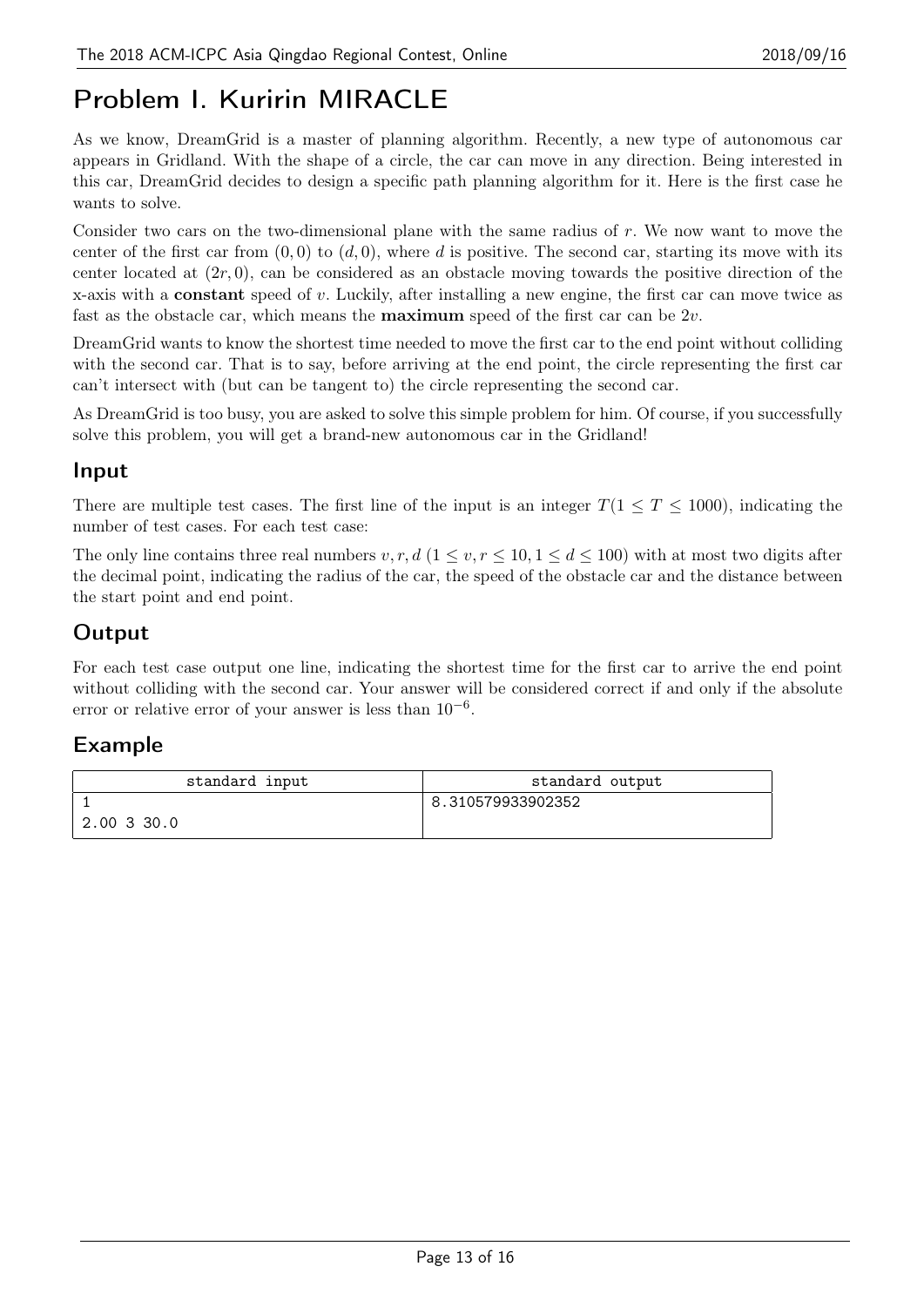# Problem I. Kuririn MIRACLE

As we know, DreamGrid is a master of planning algorithm. Recently, a new type of autonomous car appears in Gridland. With the shape of a circle, the car can move in any direction. Being interested in this car, DreamGrid decides to design a specific path planning algorithm for it. Here is the first case he wants to solve.

Consider two cars on the two-dimensional plane with the same radius of $r$. We now want to move the center of the first car from $(0, 0)$ to $(d, 0)$, where $d$ is positive. The second car, starting its move with its center located at $(2r, 0)$, can be considered as an obstacle moving towards the positive direction of the x-axis with a **constant** speed of $v$. Luckily, after installing a new engine, the first car can move twice as fast as the obstacle car, which means the **maximum** speed of the first car can be $2v$.

DreamGrid wants to know the shortest time needed to move the first car to the end point without colliding with the second car. That is to say, before arriving at the end point, the circle representing the first car can't intersect with (but can be tangent to) the circle representing the second car.

As DreamGrid is too busy, you are asked to solve this simple problem for him. Of course, if you successfully solve this problem, you will get a brand-new autonomous car in the Gridland!

## Input

There are multiple test cases. The first line of the input is an integer $T (1 \le T \le 1000)$, indicating the number of test cases. For each test case:

The only line contains three real numbers $v, r, d$ $(1 \le v, r \le 10, 1 \le d \le 100)$ with at most two digits after the decimal point, indicating the radius of the car, the speed of the obstacle car and the distance between the start point and end point.

## Output

For each test case output one line, indicating the shortest time for the first car to arrive the end point without colliding with the second car. Your answer will be considered correct if and only if the absolute error or relative error of your answer is less than $10^{-6}$.

## Example

| standard input | standard output |
| --- | --- |
| 1<br>2.00 3 30.0 | 8.310579933902352 |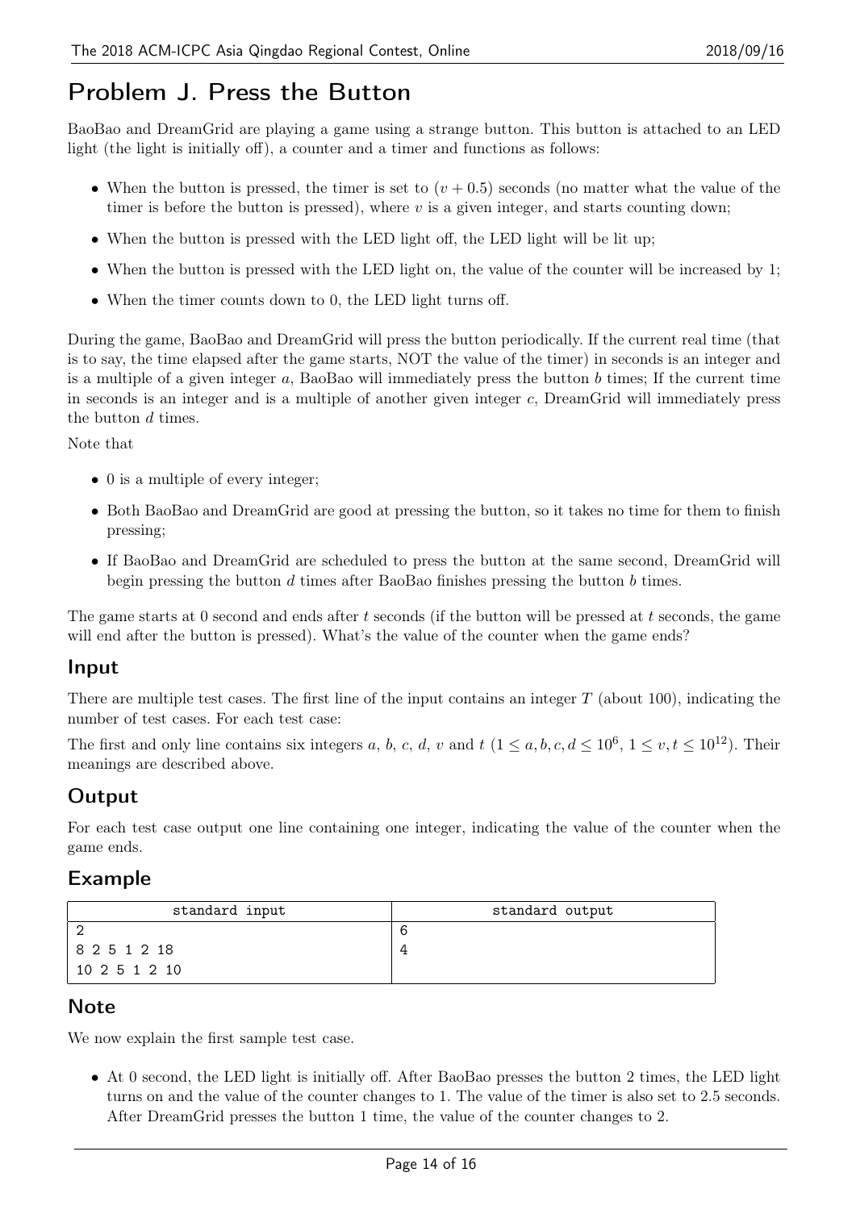# Problem J. Press the Button

BaoBao and DreamGrid are playing a game using a strange button. This button is attached to an LED light (the light is initially off), a counter and a timer and functions as follows:

- When the button is pressed, the timer is set to $(v + 0.5)$ seconds (no matter what the value of the timer is before the button is pressed), where $v$ is a given integer, and starts counting down;
- When the button is pressed with the LED light off, the LED light will be lit up;
- When the button is pressed with the LED light on, the value of the counter will be increased by 1;
- When the timer counts down to 0, the LED light turns off.

During the game, BaoBao and DreamGrid will press the button periodically. If the current real time (that is to say, the time elapsed after the game starts, NOT the value of the timer) in seconds is an integer and is a multiple of a given integer $a$, BaoBao will immediately press the button $b$ times; If the current time in seconds is an integer and is a multiple of another given integer $c$, DreamGrid will immediately press the button $d$ times.

Note that

- 0 is a multiple of every integer;
- Both BaoBao and DreamGrid are good at pressing the button, so it takes no time for them to finish pressing;
- If BaoBao and DreamGrid are scheduled to press the button at the same second, DreamGrid will begin pressing the button $d$ times after BaoBao finishes pressing the button $b$ times.

The game starts at 0 second and ends after $t$ seconds (if the button will be pressed at $t$ seconds, the game will end after the button is pressed). What's the value of the counter when the game ends?

## Input

There are multiple test cases. The first line of the input contains an integer $T$ (about 100), indicating the number of test cases. For each test case:

The first and only line contains six integers $a$, $b$, $c$, $d$, $v$ and $t$ ($1 \le a, b, c, d \le 10^6$, $1 \le v, t \le 10^{12}$). Their meanings are described above.

## Output

For each test case output one line containing one integer, indicating the value of the counter when the game ends.

## Example

| standard input | standard output |
|---|---|
| 2<br>8 2 5 1 2 18<br>10 2 5 1 2 10 | 6<br>4 |

## Note

We now explain the first sample test case.

- At 0 second, the LED light is initially off. After BaoBao presses the button 2 times, the LED light turns on and the value of the counter changes to 1. The value of the timer is also set to 2.5 seconds. After DreamGrid presses the button 1 time, the value of the counter changes to 2.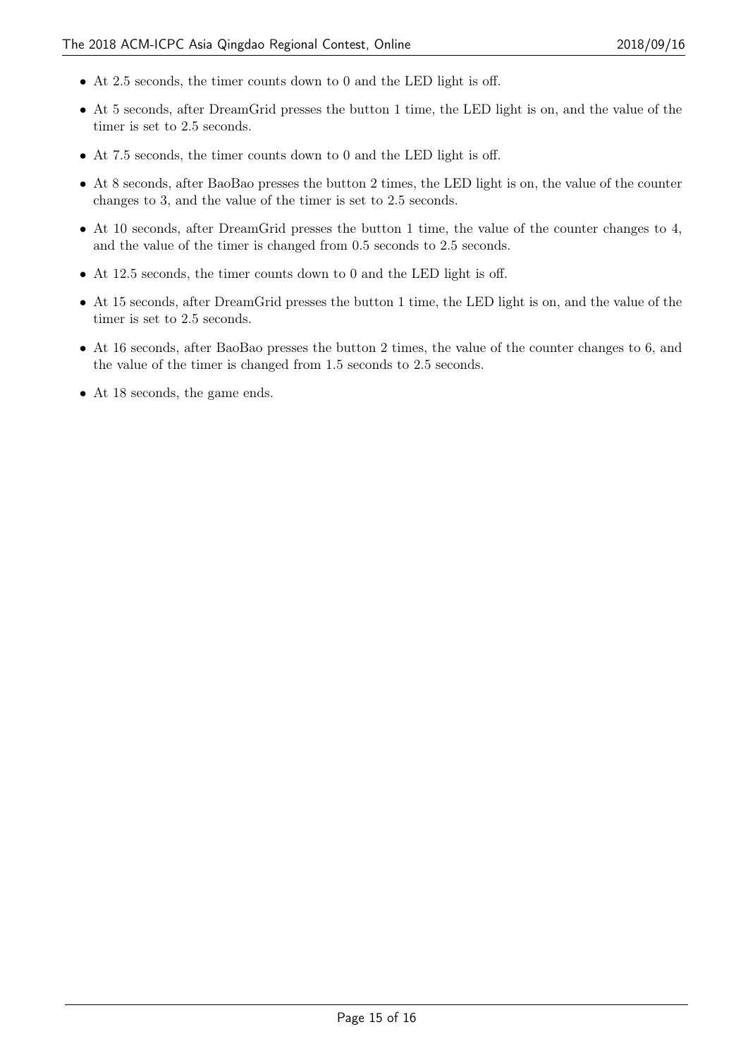- At 2.5 seconds, the timer counts down to 0 and the LED light is off.
- At 5 seconds, after DreamGrid presses the button 1 time, the LED light is on, and the value of the timer is set to 2.5 seconds.
- At 7.5 seconds, the timer counts down to 0 and the LED light is off.
- At 8 seconds, after BaoBao presses the button 2 times, the LED light is on, the value of the counter changes to 3, and the value of the timer is set to 2.5 seconds.
- At 10 seconds, after DreamGrid presses the button 1 time, the value of the counter changes to 4, and the value of the timer is changed from 0.5 seconds to 2.5 seconds.
- At 12.5 seconds, the timer counts down to 0 and the LED light is off.
- At 15 seconds, after DreamGrid presses the button 1 time, the LED light is on, and the value of the timer is set to 2.5 seconds.
- At 16 seconds, after BaoBao presses the button 2 times, the value of the counter changes to 6, and the value of the timer is changed from 1.5 seconds to 2.5 seconds.
- At 18 seconds, the game ends.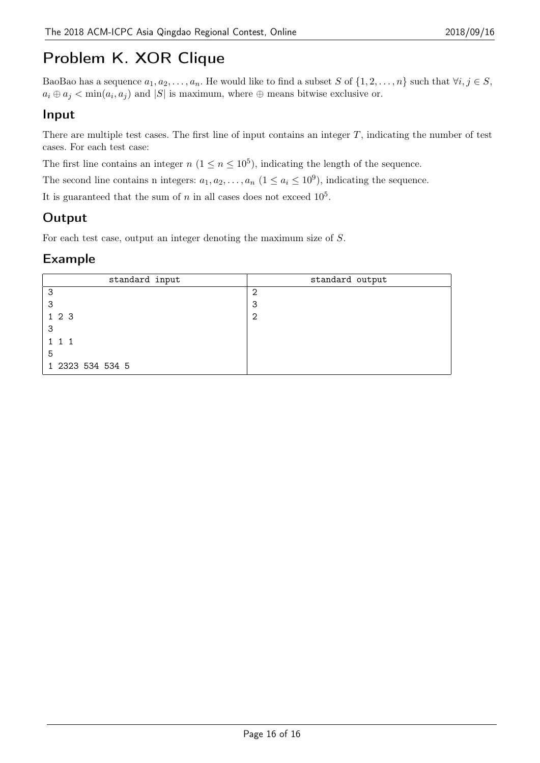# Problem K. XOR Clique

BaoBao has a sequence $a_1, a_2, \ldots, a_n$. He would like to find a subset $S$ of $\{1, 2, \ldots, n\}$ such that $\forall i, j \in S$, $a_i \oplus a_j < \min(a_i, a_j)$ and $|S|$ is maximum, where $\oplus$ means bitwise exclusive or.

## Input

There are multiple test cases. The first line of input contains an integer $T$, indicating the number of test cases. For each test case:

The first line contains an integer $n$ ($1 \le n \le 10^5$), indicating the length of the sequence.

The second line contains n integers: $a_1, a_2, \ldots, a_n$ ($1 \le a_i \le 10^9$), indicating the sequence.

It is guaranteed that the sum of $n$ in all cases does not exceed $10^5$.

## Output

For each test case, output an integer denoting the maximum size of $S$.

## Example

| standard input | standard output |
|---|---|
| 3<br>3<br>1 2 3<br>3<br>1 1 1<br>5<br>1 2323 534 534 5 | 2<br>3<br>2 |